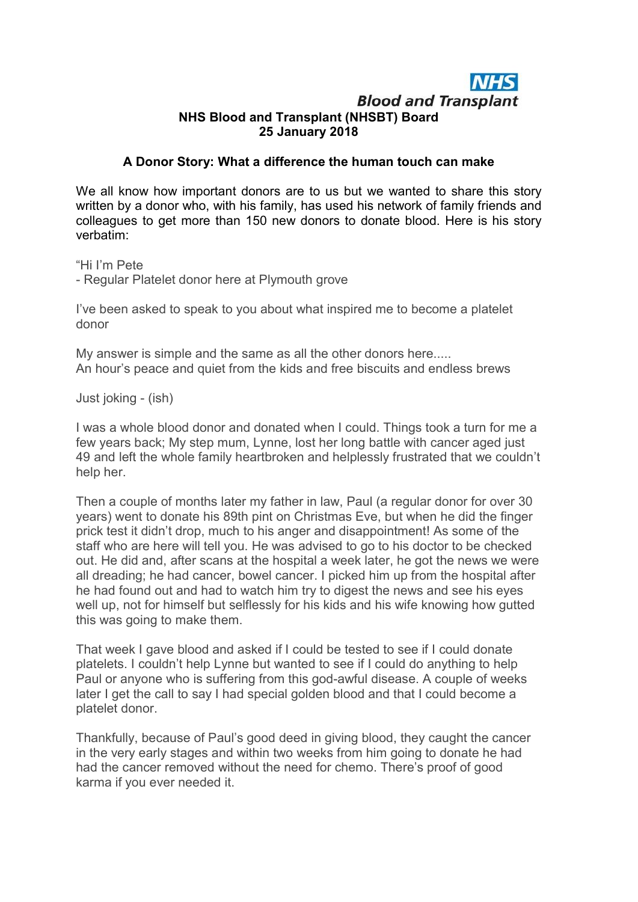NHS Blood and Transplant

**NHS Blood and Transplant (NHSBT) Board**
**25 January 2018**

## A Donor Story: What a difference the human touch can make

We all know how important donors are to us but we wanted to share this story written by a donor who, with his family, has used his network of family friends and colleagues to get more than 150 new donors to donate blood. Here is his story verbatim:

"Hi I'm Pete
- Regular Platelet donor here at Plymouth grove

I've been asked to speak to you about what inspired me to become a platelet donor

My answer is simple and the same as all the other donors here.....
An hour's peace and quiet from the kids and free biscuits and endless brews

Just joking - (ish)

I was a whole blood donor and donated when I could. Things took a turn for me a few years back; My step mum, Lynne, lost her long battle with cancer aged just 49 and left the whole family heartbroken and helplessly frustrated that we couldn't help her.

Then a couple of months later my father in law, Paul (a regular donor for over 30 years) went to donate his 89th pint on Christmas Eve, but when he did the finger prick test it didn't drop, much to his anger and disappointment! As some of the staff who are here will tell you. He was advised to go to his doctor to be checked out. He did and, after scans at the hospital a week later, he got the news we were all dreading; he had cancer, bowel cancer. I picked him up from the hospital after he had found out and had to watch him try to digest the news and see his eyes well up, not for himself but selflessly for his kids and his wife knowing how gutted this was going to make them.

That week I gave blood and asked if I could be tested to see if I could donate platelets. I couldn't help Lynne but wanted to see if I could do anything to help Paul or anyone who is suffering from this god-awful disease. A couple of weeks later I get the call to say I had special golden blood and that I could become a platelet donor.

Thankfully, because of Paul's good deed in giving blood, they caught the cancer in the very early stages and within two weeks from him going to donate he had had the cancer removed without the need for chemo. There's proof of good karma if you ever needed it.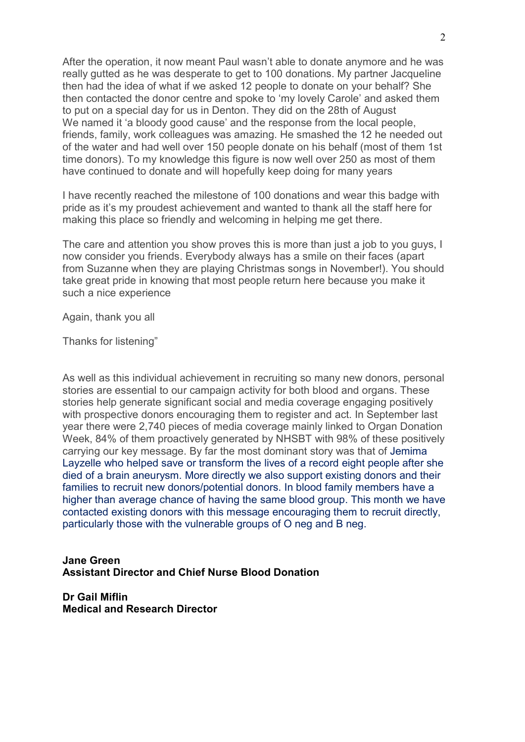After the operation, it now meant Paul wasn't able to donate anymore and he was really gutted as he was desperate to get to 100 donations. My partner Jacqueline then had the idea of what if we asked 12 people to donate on your behalf? She then contacted the donor centre and spoke to 'my lovely Carole' and asked them to put on a special day for us in Denton. They did on the 28th of August We named it 'a bloody good cause' and the response from the local people, friends, family, work colleagues was amazing. He smashed the 12 he needed out of the water and had well over 150 people donate on his behalf (most of them 1st time donors). To my knowledge this figure is now well over 250 as most of them have continued to donate and will hopefully keep doing for many years

I have recently reached the milestone of 100 donations and wear this badge with pride as it's my proudest achievement and wanted to thank all the staff here for making this place so friendly and welcoming in helping me get there.

The care and attention you show proves this is more than just a job to you guys, I now consider you friends. Everybody always has a smile on their faces (apart from Suzanne when they are playing Christmas songs in November!). You should take great pride in knowing that most people return here because you make it such a nice experience

Again, thank you all

Thanks for listening"

As well as this individual achievement in recruiting so many new donors, personal stories are essential to our campaign activity for both blood and organs. These stories help generate significant social and media coverage engaging positively with prospective donors encouraging them to register and act. In September last year there were 2,740 pieces of media coverage mainly linked to Organ Donation Week, 84% of them proactively generated by NHSBT with 98% of these positively carrying our key message. By far the most dominant story was that of Jemima Layzelle who helped save or transform the lives of a record eight people after she died of a brain aneurysm. More directly we also support existing donors and their families to recruit new donors/potential donors. In blood family members have a higher than average chance of having the same blood group. This month we have contacted existing donors with this message encouraging them to recruit directly, particularly those with the vulnerable groups of O neg and B neg.

**Jane Green**
**Assistant Director and Chief Nurse Blood Donation**

**Dr Gail Miflin**
**Medical and Research Director**